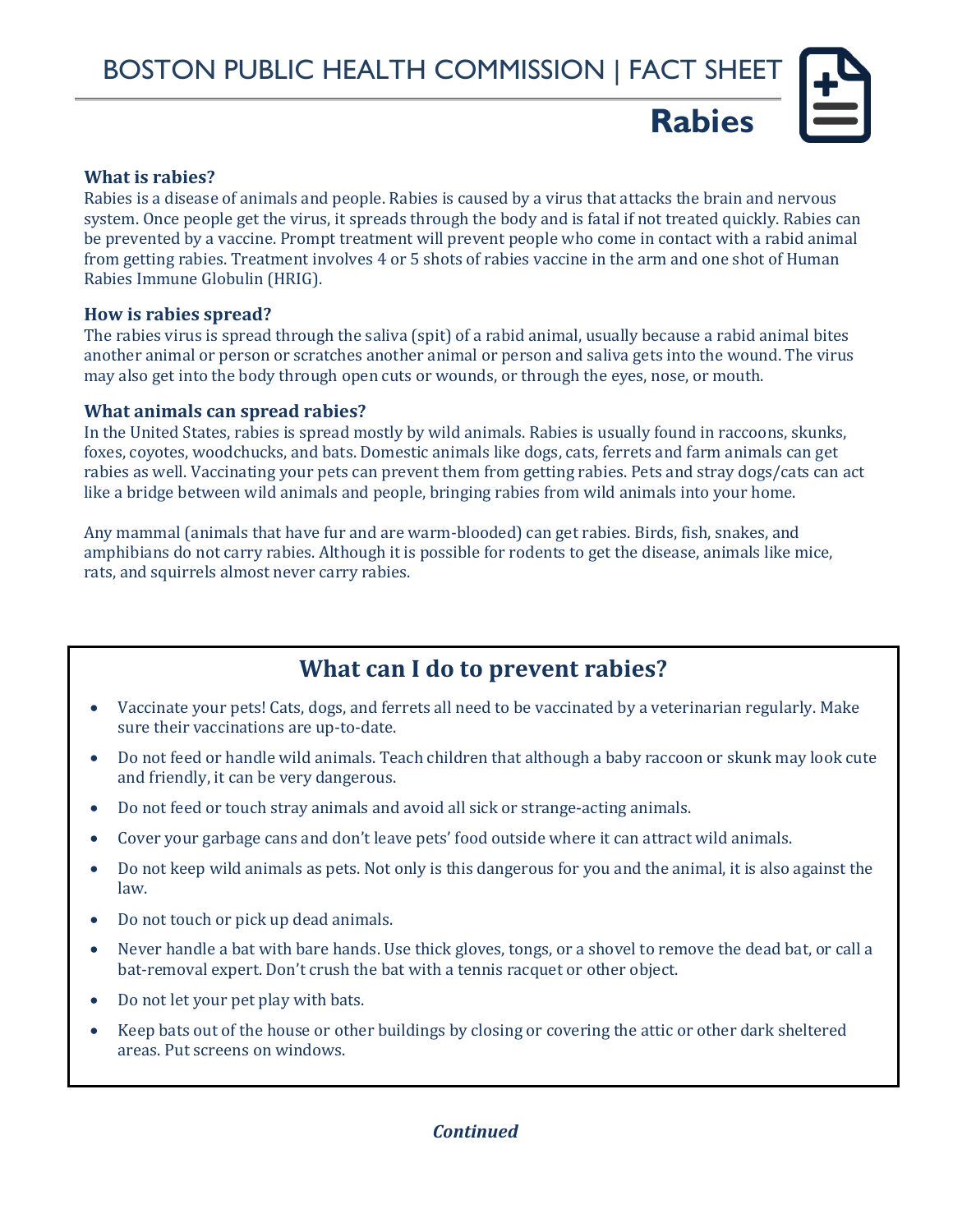# BOSTON PUBLIC HEALTH COMMISSION | FACT SHEET

# Rabies

### What is rabies?

Rabies is a disease of animals and people. Rabies is caused by a virus that attacks the brain and nervous system. Once people get the virus, it spreads through the body and is fatal if not treated quickly. Rabies can be prevented by a vaccine. Prompt treatment will prevent people who come in contact with a rabid animal from getting rabies. Treatment involves 4 or 5 shots of rabies vaccine in the arm and one shot of Human Rabies Immune Globulin (HRIG).

### How is rabies spread?

The rabies virus is spread through the saliva (spit) of a rabid animal, usually because a rabid animal bites another animal or person or scratches another animal or person and saliva gets into the wound. The virus may also get into the body through open cuts or wounds, or through the eyes, nose, or mouth.

### What animals can spread rabies?

In the United States, rabies is spread mostly by wild animals. Rabies is usually found in raccoons, skunks, foxes, coyotes, woodchucks, and bats. Domestic animals like dogs, cats, ferrets and farm animals can get rabies as well. Vaccinating your pets can prevent them from getting rabies. Pets and stray dogs/cats can act like a bridge between wild animals and people, bringing rabies from wild animals into your home.

Any mammal (animals that have fur and are warm-blooded) can get rabies. Birds, fish, snakes, and amphibians do not carry rabies. Although it is possible for rodents to get the disease, animals like mice, rats, and squirrels almost never carry rabies.

## What can I do to prevent rabies?

- Vaccinate your pets! Cats, dogs, and ferrets all need to be vaccinated by a veterinarian regularly. Make sure their vaccinations are up-to-date.
- Do not feed or handle wild animals. Teach children that although a baby raccoon or skunk may look cute and friendly, it can be very dangerous.
- Do not feed or touch stray animals and avoid all sick or strange-acting animals.
- Cover your garbage cans and don't leave pets' food outside where it can attract wild animals.
- Do not keep wild animals as pets. Not only is this dangerous for you and the animal, it is also against the law.
- Do not touch or pick up dead animals.
- Never handle a bat with bare hands. Use thick gloves, tongs, or a shovel to remove the dead bat, or call a bat-removal expert. Don't crush the bat with a tennis racquet or other object.
- Do not let your pet play with bats.
- Keep bats out of the house or other buildings by closing or covering the attic or other dark sheltered areas. Put screens on windows.

***Continued***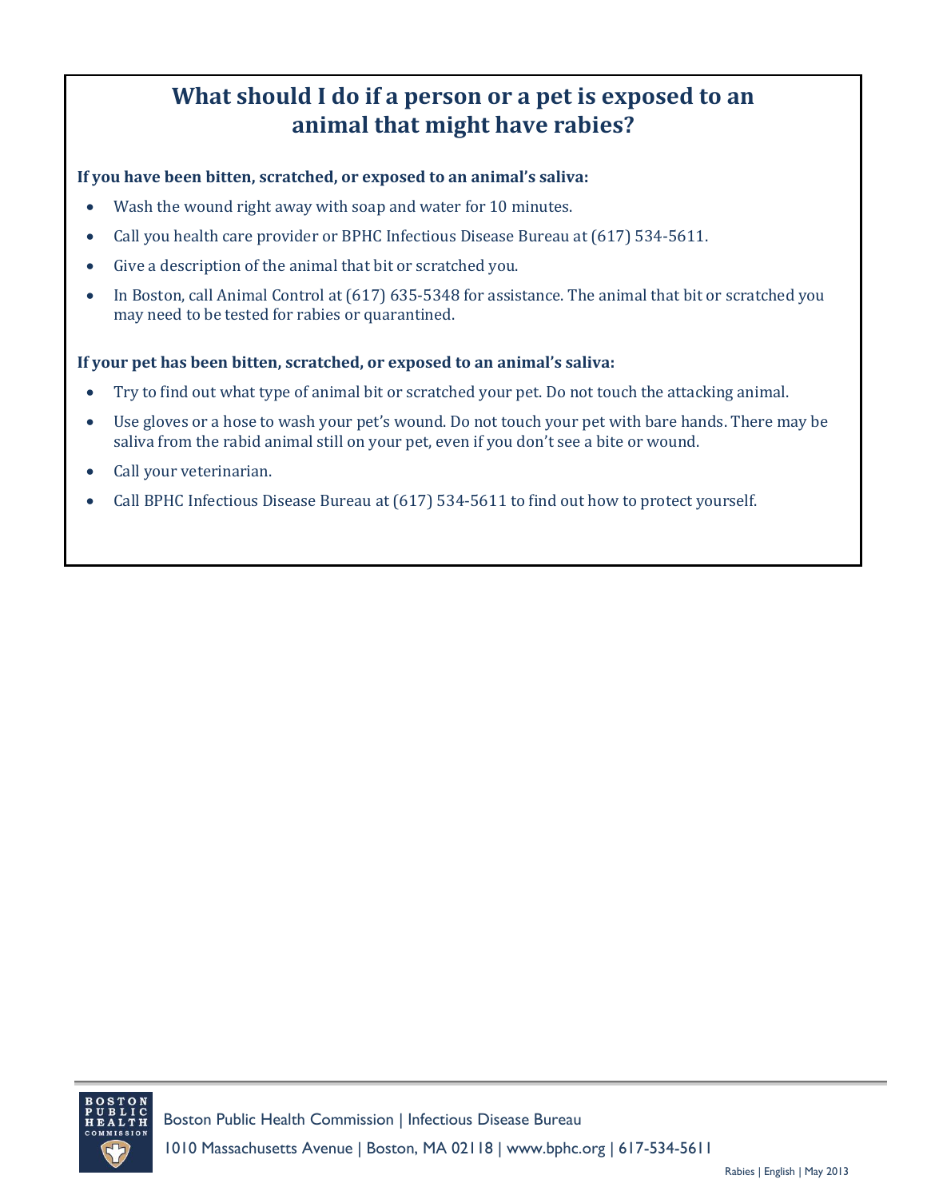## What should I do if a person or a pet is exposed to an animal that might have rabies?

**If you have been bitten, scratched, or exposed to an animal's saliva:**

- Wash the wound right away with soap and water for 10 minutes.
- Call you health care provider or BPHC Infectious Disease Bureau at (617) 534-5611.
- Give a description of the animal that bit or scratched you.
- In Boston, call Animal Control at (617) 635-5348 for assistance. The animal that bit or scratched you may need to be tested for rabies or quarantined.

**If your pet has been bitten, scratched, or exposed to an animal's saliva:**

- Try to find out what type of animal bit or scratched your pet. Do not touch the attacking animal.
- Use gloves or a hose to wash your pet's wound. Do not touch your pet with bare hands. There may be saliva from the rabid animal still on your pet, even if you don't see a bite or wound.
- Call your veterinarian.
- Call BPHC Infectious Disease Bureau at (617) 534-5611 to find out how to protect yourself.

Boston Public Health Commission | Infectious Disease Bureau

1010 Massachusetts Avenue | Boston, MA 02118 | www.bphc.org | 617-534-5611

Rabies | English | May 2013